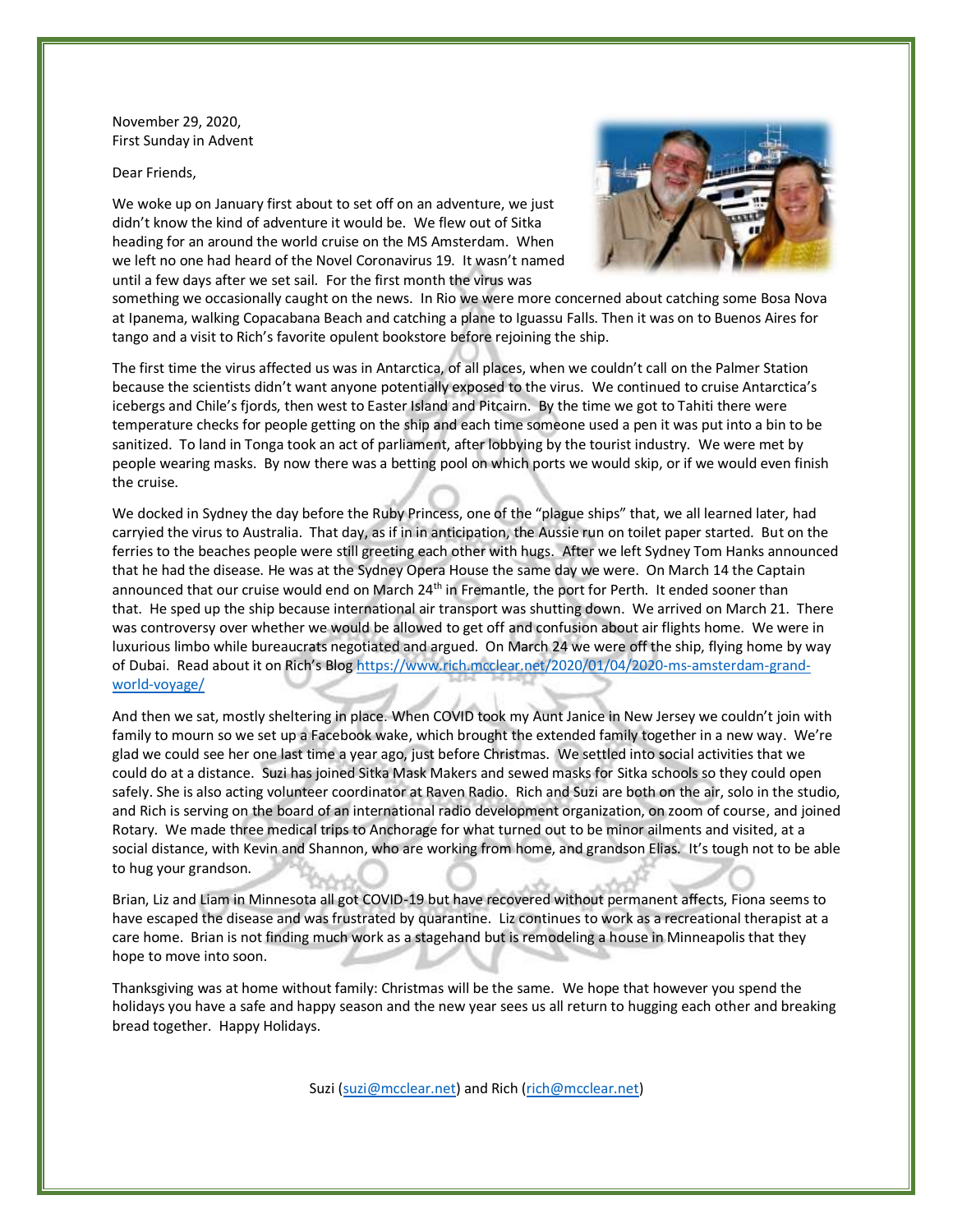November 29, 2020,
First Sunday in Advent

Dear Friends,

We woke up on January first about to set off on an adventure, we just didn't know the kind of adventure it would be. We flew out of Sitka heading for an around the world cruise on the MS Amsterdam. When we left no one had heard of the Novel Coronavirus 19. It wasn't named until a few days after we set sail. For the first month the virus was something we occasionally caught on the news. In Rio we were more concerned about catching some Bosa Nova at Ipanema, walking Copacabana Beach and catching a plane to Iguassu Falls. Then it was on to Buenos Aires for tango and a visit to Rich's favorite opulent bookstore before rejoining the ship.

The first time the virus affected us was in Antarctica, of all places, when we couldn't call on the Palmer Station because the scientists didn't want anyone potentially exposed to the virus. We continued to cruise Antarctica's icebergs and Chile's fjords, then west to Easter Island and Pitcairn. By the time we got to Tahiti there were temperature checks for people getting on the ship and each time someone used a pen it was put into a bin to be sanitized. To land in Tonga took an act of parliament, after lobbying by the tourist industry. We were met by people wearing masks. By now there was a betting pool on which ports we would skip, or if we would even finish the cruise.

We docked in Sydney the day before the Ruby Princess, one of the "plague ships" that, we all learned later, had carryied the virus to Australia. That day, as if in in anticipation, the Aussie run on toilet paper started. But on the ferries to the beaches people were still greeting each other with hugs. After we left Sydney Tom Hanks announced that he had the disease. He was at the Sydney Opera House the same day we were. On March 14 the Captain announced that our cruise would end on March 24th in Fremantle, the port for Perth. It ended sooner than that. He sped up the ship because international air transport was shutting down. We arrived on March 21. There was controversy over whether we would be allowed to get off and confusion about air flights home. We were in luxurious limbo while bureaucrats negotiated and argued. On March 24 we were off the ship, flying home by way of Dubai. Read about it on Rich's Blog https://www.rich.mcclear.net/2020/01/04/2020-ms-amsterdam-grand-world-voyage/

And then we sat, mostly sheltering in place. When COVID took my Aunt Janice in New Jersey we couldn't join with family to mourn so we set up a Facebook wake, which brought the extended family together in a new way. We're glad we could see her one last time a year ago, just before Christmas. We settled into social activities that we could do at a distance. Suzi has joined Sitka Mask Makers and sewed masks for Sitka schools so they could open safely. She is also acting volunteer coordinator at Raven Radio. Rich and Suzi are both on the air, solo in the studio, and Rich is serving on the board of an international radio development organization, on zoom of course, and joined Rotary. We made three medical trips to Anchorage for what turned out to be minor ailments and visited, at a social distance, with Kevin and Shannon, who are working from home, and grandson Elias. It's tough not to be able to hug your grandson.

Brian, Liz and Liam in Minnesota all got COVID-19 but have recovered without permanent affects, Fiona seems to have escaped the disease and was frustrated by quarantine. Liz continues to work as a recreational therapist at a care home. Brian is not finding much work as a stagehand but is remodeling a house in Minneapolis that they hope to move into soon.

Thanksgiving was at home without family: Christmas will be the same. We hope that however you spend the holidays you have a safe and happy season and the new year sees us all return to hugging each other and breaking bread together. Happy Holidays.

Suzi (suzi@mcclear.net) and Rich (rich@mcclear.net)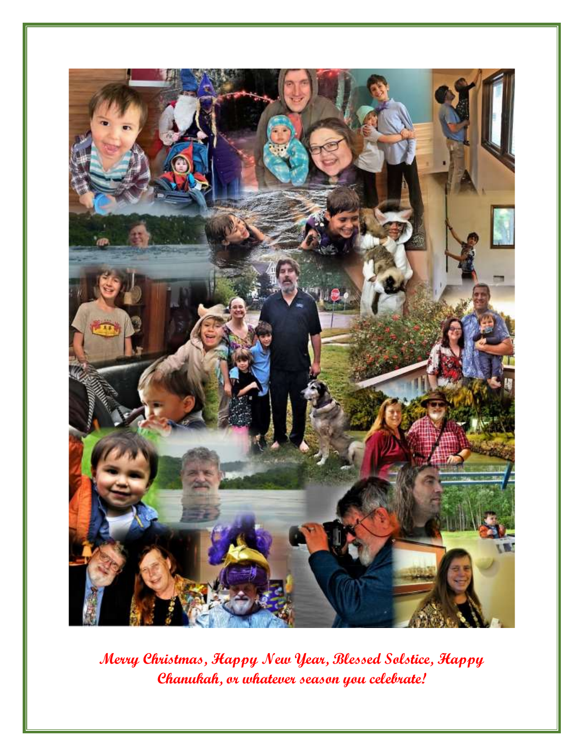*Merry Christmas, Happy New Year, Blessed Solstice, Happy Chanukah, or whatever season you celebrate!*